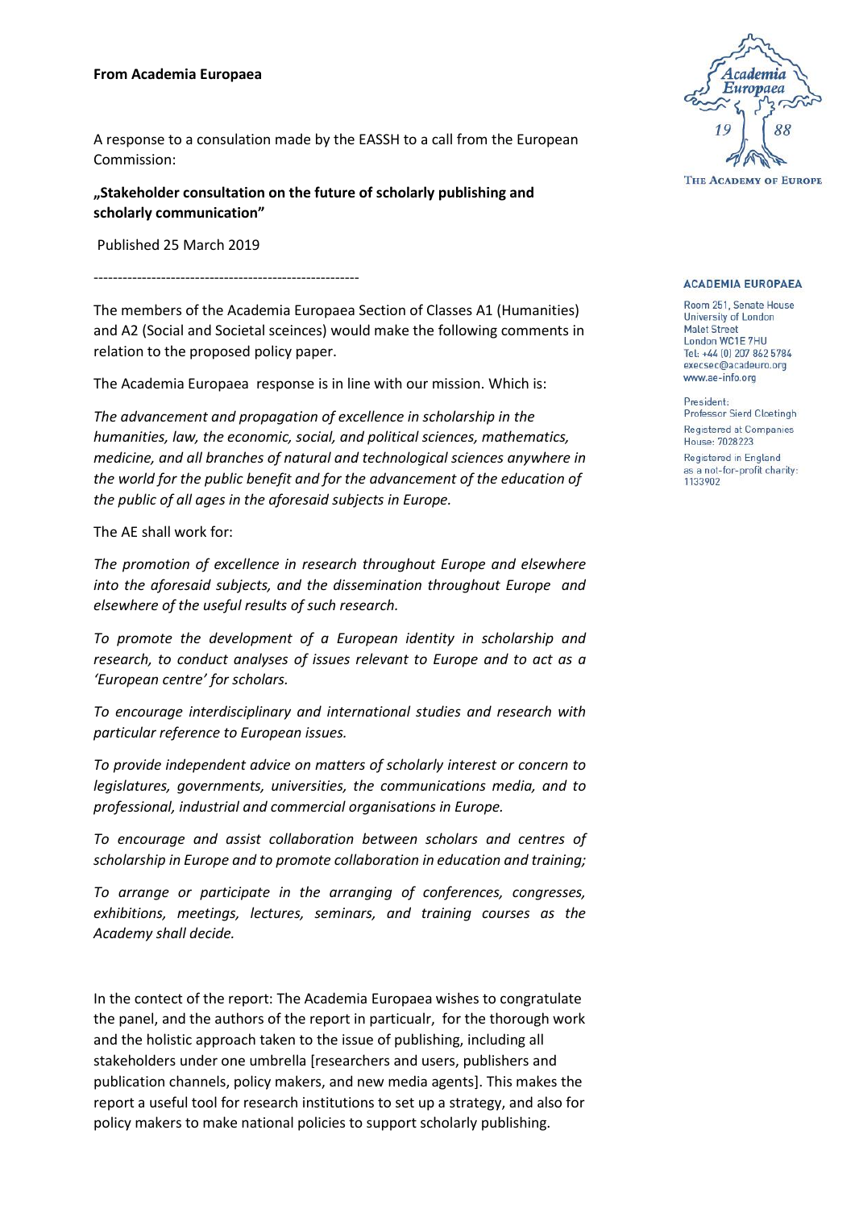**From Academia Europaea**

A response to a consulation made by the EASSH to a call from the European Commission:

**„Stakeholder consultation on the future of scholarly publishing and scholarly communication"**

Published 25 March 2019

-------------------------------------------------------

**ACADEMIA EUROPAEA**

Room 251, Senate House
University of London
Malet Street
London WC1E 7HU
Tel: +44 (0) 207 862 5784
execsec@acadeuro.org
www.ae-info.org

President:
Professor Sierd Cloetingh

Registered at Companies House: 7028223

Registered in England as a not-for-profit charity: 1133902

The members of the Academia Europaea Section of Classes A1 (Humanities) and A2 (Social and Societal sceinces) would make the following comments in relation to the proposed policy paper.

The Academia Europaea response is in line with our mission. Which is:

*The advancement and propagation of excellence in scholarship in the humanities, law, the economic, social, and political sciences, mathematics, medicine, and all branches of natural and technological sciences anywhere in the world for the public benefit and for the advancement of the education of the public of all ages in the aforesaid subjects in Europe.*

The AE shall work for:

*The promotion of excellence in research throughout Europe and elsewhere into the aforesaid subjects, and the dissemination throughout Europe and elsewhere of the useful results of such research.*

*To promote the development of a European identity in scholarship and research, to conduct analyses of issues relevant to Europe and to act as a 'European centre' for scholars.*

*To encourage interdisciplinary and international studies and research with particular reference to European issues.*

*To provide independent advice on matters of scholarly interest or concern to legislatures, governments, universities, the communications media, and to professional, industrial and commercial organisations in Europe.*

*To encourage and assist collaboration between scholars and centres of scholarship in Europe and to promote collaboration in education and training;*

*To arrange or participate in the arranging of conferences, congresses, exhibitions, meetings, lectures, seminars, and training courses as the Academy shall decide.*

In the contect of the report: The Academia Europaea wishes to congratulate the panel, and the authors of the report in particualr, for the thorough work and the holistic approach taken to the issue of publishing, including all stakeholders under one umbrella [researchers and users, publishers and publication channels, policy makers, and new media agents]. This makes the report a useful tool for research institutions to set up a strategy, and also for policy makers to make national policies to support scholarly publishing.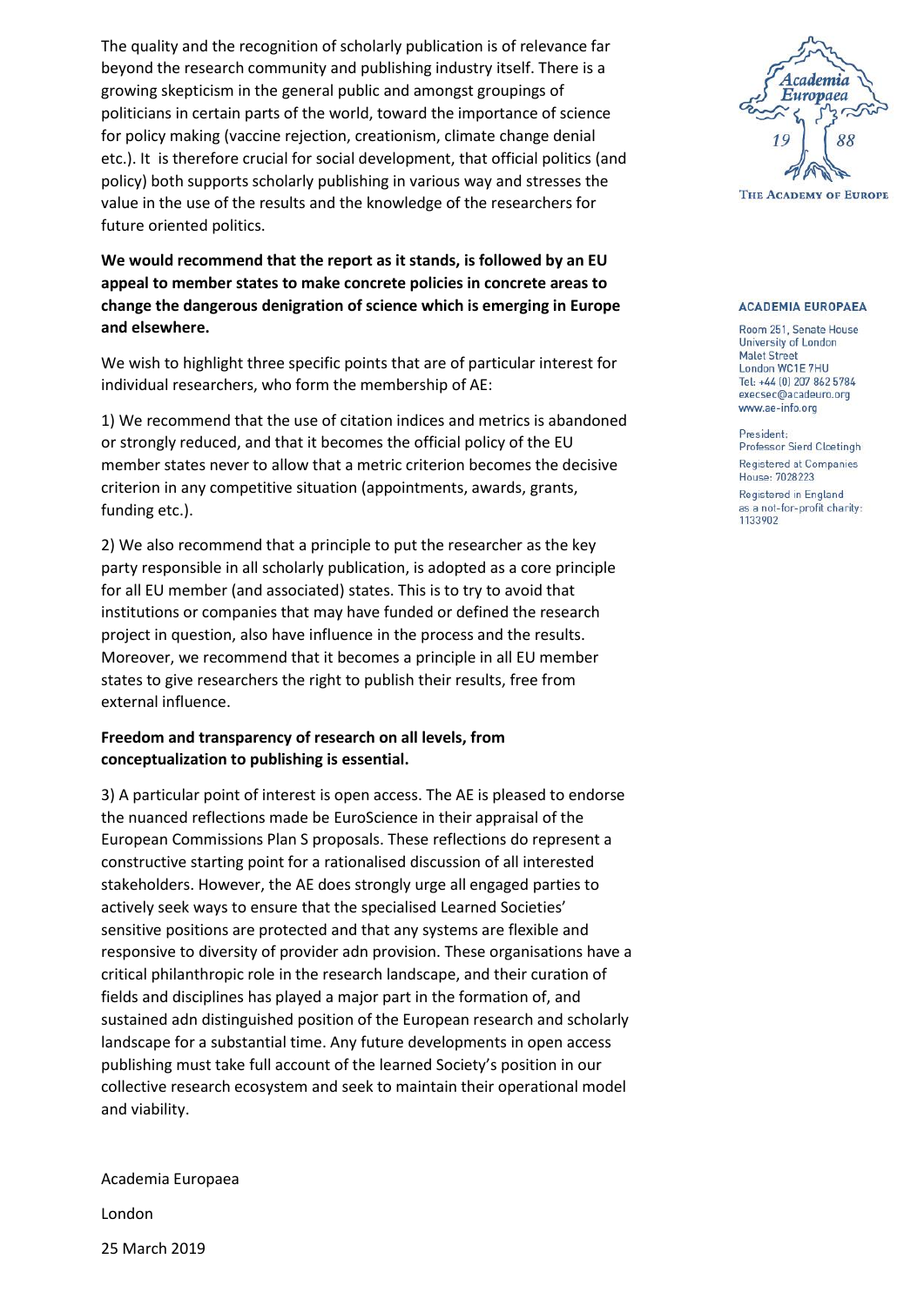The quality and the recognition of scholarly publication is of relevance far beyond the research community and publishing industry itself. There is a growing skepticism in the general public and amongst groupings of politicians in certain parts of the world, toward the importance of science for policy making (vaccine rejection, creationism, climate change denial etc.). It is therefore crucial for social development, that official politics (and policy) both supports scholarly publishing in various way and stresses the value in the use of the results and the knowledge of the researchers for future oriented politics.

**We would recommend that the report as it stands, is followed by an EU appeal to member states to make concrete policies in concrete areas to change the dangerous denigration of science which is emerging in Europe and elsewhere.**

We wish to highlight three specific points that are of particular interest for individual researchers, who form the membership of AE:

1) We recommend that the use of citation indices and metrics is abandoned or strongly reduced, and that it becomes the official policy of the EU member states never to allow that a metric criterion becomes the decisive criterion in any competitive situation (appointments, awards, grants, funding etc.).

2) We also recommend that a principle to put the researcher as the key party responsible in all scholarly publication, is adopted as a core principle for all EU member (and associated) states. This is to try to avoid that institutions or companies that may have funded or defined the research project in question, also have influence in the process and the results. Moreover, we recommend that it becomes a principle in all EU member states to give researchers the right to publish their results, free from external influence.

**Freedom and transparency of research on all levels, from conceptualization to publishing is essential.**

3) A particular point of interest is open access. The AE is pleased to endorse the nuanced reflections made be EuroScience in their appraisal of the European Commissions Plan S proposals. These reflections do represent a constructive starting point for a rationalised discussion of all interested stakeholders. However, the AE does strongly urge all engaged parties to actively seek ways to ensure that the specialised Learned Societies' sensitive positions are protected and that any systems are flexible and responsive to diversity of provider adn provision. These organisations have a critical philanthropic role in the research landscape, and their curation of fields and disciplines has played a major part in the formation of, and sustained adn distinguished position of the European research and scholarly landscape for a substantial time. Any future developments in open access publishing must take full account of the learned Society's position in our collective research ecosystem and seek to maintain their operational model and viability.

Academia Europaea

London

25 March 2019

Academia Europaea
19 88
THE ACADEMY OF EUROPE

**ACADEMIA EUROPAEA**

Room 251, Senate House
University of London
Malet Street
London WC1E 7HU
Tel: +44 (0) 207 862 5784
execsec@acadeuro.org
www.ae-info.org

President:
Professor Sierd Cloetingh

Registered at Companies House: 7028223

Registered in England as a not-for-profit charity: 1133902